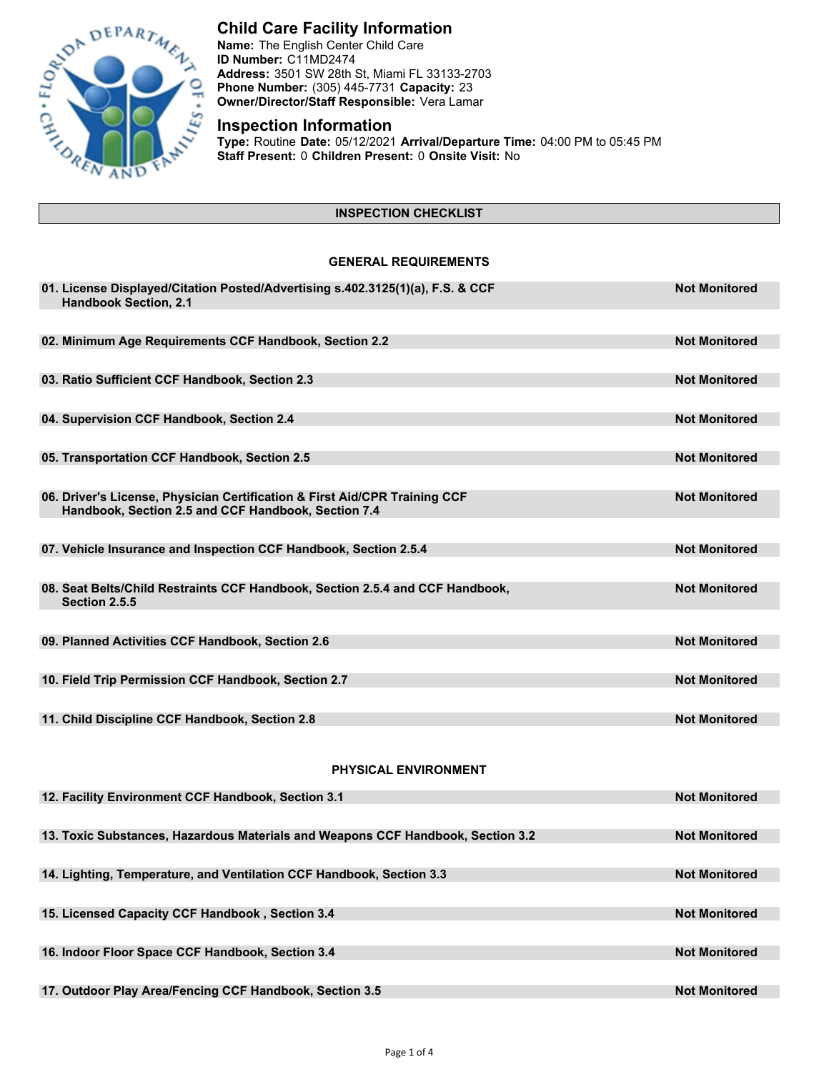## Child Care Facility Information

**Name:** The English Center Child Care
**ID Number:** C11MD2474
**Address:** 3501 SW 28th St, Miami FL 33133-2703
**Phone Number:** (305) 445-7731 **Capacity:** 23
**Owner/Director/Staff Responsible:** Vera Lamar

## Inspection Information

**Type:** Routine **Date:** 05/12/2021 **Arrival/Departure Time:** 04:00 PM to 05:45 PM
**Staff Present:** 0 **Children Present:** 0 **Onsite Visit:** No

### INSPECTION CHECKLIST

#### GENERAL REQUIREMENTS

| Item | Status |
|---|---|
| **01. License Displayed/Citation Posted/Advertising s.402.3125(1)(a), F.S. & CCF Handbook Section, 2.1** | **Not Monitored** |
| **02. Minimum Age Requirements CCF Handbook, Section 2.2** | **Not Monitored** |
| **03. Ratio Sufficient CCF Handbook, Section 2.3** | **Not Monitored** |
| **04. Supervision CCF Handbook, Section 2.4** | **Not Monitored** |
| **05. Transportation CCF Handbook, Section 2.5** | **Not Monitored** |
| **06. Driver's License, Physician Certification & First Aid/CPR Training CCF Handbook, Section 2.5 and CCF Handbook, Section 7.4** | **Not Monitored** |
| **07. Vehicle Insurance and Inspection CCF Handbook, Section 2.5.4** | **Not Monitored** |
| **08. Seat Belts/Child Restraints CCF Handbook, Section 2.5.4 and CCF Handbook, Section 2.5.5** | **Not Monitored** |
| **09. Planned Activities CCF Handbook, Section 2.6** | **Not Monitored** |
| **10. Field Trip Permission CCF Handbook, Section 2.7** | **Not Monitored** |
| **11. Child Discipline CCF Handbook, Section 2.8** | **Not Monitored** |

#### PHYSICAL ENVIRONMENT

| Item | Status |
|---|---|
| **12. Facility Environment CCF Handbook, Section 3.1** | **Not Monitored** |
| **13. Toxic Substances, Hazardous Materials and Weapons CCF Handbook, Section 3.2** | **Not Monitored** |
| **14. Lighting, Temperature, and Ventilation CCF Handbook, Section 3.3** | **Not Monitored** |
| **15. Licensed Capacity CCF Handbook , Section 3.4** | **Not Monitored** |
| **16. Indoor Floor Space CCF Handbook, Section 3.4** | **Not Monitored** |
| **17. Outdoor Play Area/Fencing CCF Handbook, Section 3.5** | **Not Monitored** |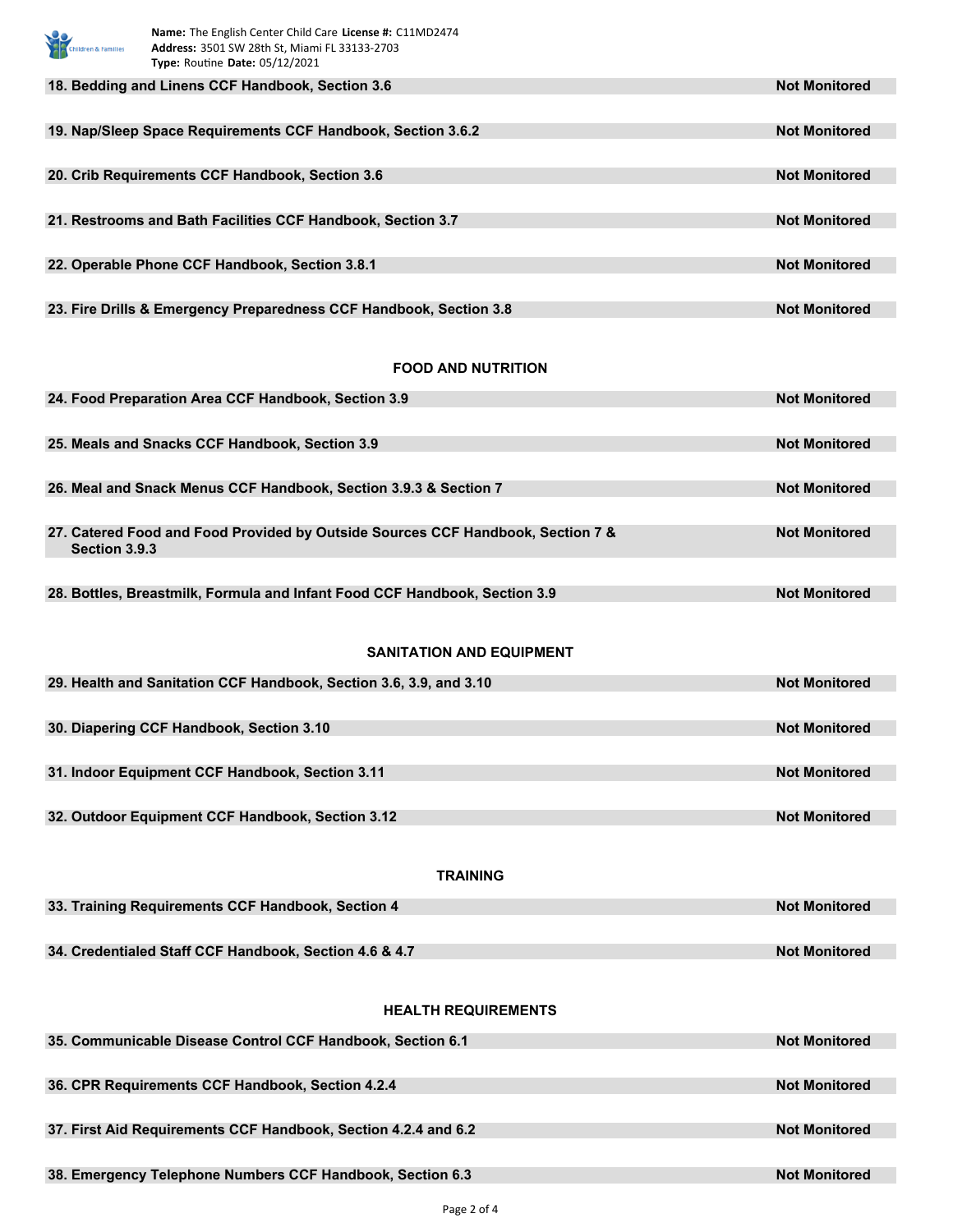| Item | Status |
| --- | --- |
| 18. Bedding and Linens CCF Handbook, Section 3.6 | Not Monitored |
| 19. Nap/Sleep Space Requirements CCF Handbook, Section 3.6.2 | Not Monitored |
| 20. Crib Requirements CCF Handbook, Section 3.6 | Not Monitored |
| 21. Restrooms and Bath Facilities CCF Handbook, Section 3.7 | Not Monitored |
| 22. Operable Phone CCF Handbook, Section 3.8.1 | Not Monitored |
| 23. Fire Drills & Emergency Preparedness CCF Handbook, Section 3.8 | Not Monitored |

## FOOD AND NUTRITION

| Item | Status |
| --- | --- |
| 24. Food Preparation Area CCF Handbook, Section 3.9 | Not Monitored |
| 25. Meals and Snacks CCF Handbook, Section 3.9 | Not Monitored |
| 26. Meal and Snack Menus CCF Handbook, Section 3.9.3 & Section 7 | Not Monitored |
| 27. Catered Food and Food Provided by Outside Sources CCF Handbook, Section 7 & Section 3.9.3 | Not Monitored |
| 28. Bottles, Breastmilk, Formula and Infant Food CCF Handbook, Section 3.9 | Not Monitored |

## SANITATION AND EQUIPMENT

| Item | Status |
| --- | --- |
| 29. Health and Sanitation CCF Handbook, Section 3.6, 3.9, and 3.10 | Not Monitored |
| 30. Diapering CCF Handbook, Section 3.10 | Not Monitored |
| 31. Indoor Equipment CCF Handbook, Section 3.11 | Not Monitored |
| 32. Outdoor Equipment CCF Handbook, Section 3.12 | Not Monitored |

## TRAINING

| Item | Status |
| --- | --- |
| 33. Training Requirements CCF Handbook, Section 4 | Not Monitored |
| 34. Credentialed Staff CCF Handbook, Section 4.6 & 4.7 | Not Monitored |

## HEALTH REQUIREMENTS

| Item | Status |
| --- | --- |
| 35. Communicable Disease Control CCF Handbook, Section 6.1 | Not Monitored |
| 36. CPR Requirements CCF Handbook, Section 4.2.4 | Not Monitored |
| 37. First Aid Requirements CCF Handbook, Section 4.2.4 and 6.2 | Not Monitored |
| 38. Emergency Telephone Numbers CCF Handbook, Section 6.3 | Not Monitored |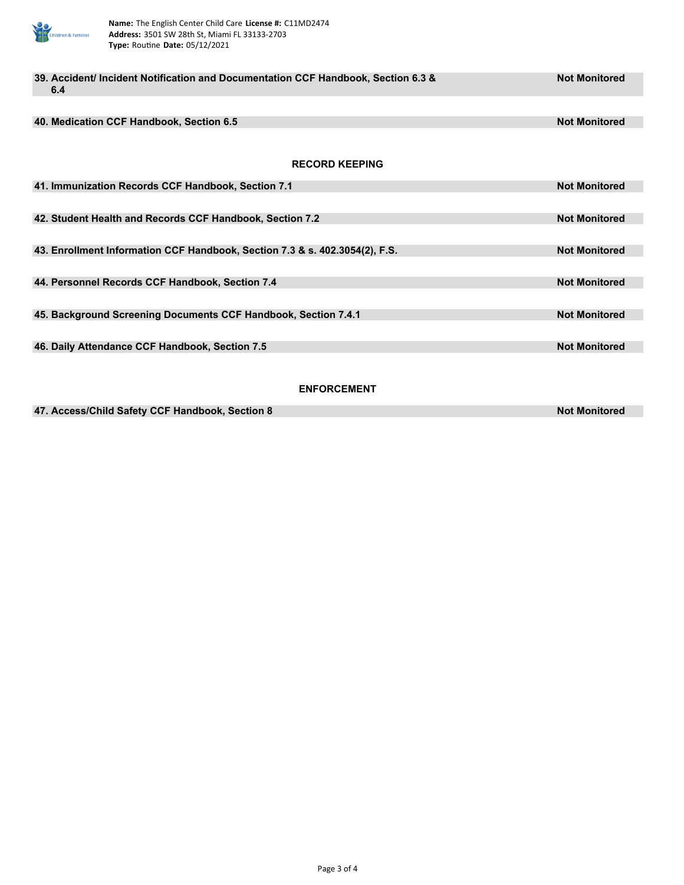**Name:** The English Center Child Care **License #:** C11MD2474
**Address:** 3501 SW 28th St, Miami FL 33133-2703
**Type:** Routine **Date:** 05/12/2021

| Item | Status |
|---|---|
| **39. Accident/ Incident Notification and Documentation CCF Handbook, Section 6.3 & 6.4** | **Not Monitored** |
| **40. Medication CCF Handbook, Section 6.5** | **Not Monitored** |

## RECORD KEEPING

| Item | Status |
|---|---|
| **41. Immunization Records CCF Handbook, Section 7.1** | **Not Monitored** |
| **42. Student Health and Records CCF Handbook, Section 7.2** | **Not Monitored** |
| **43. Enrollment Information CCF Handbook, Section 7.3 & s. 402.3054(2), F.S.** | **Not Monitored** |
| **44. Personnel Records CCF Handbook, Section 7.4** | **Not Monitored** |
| **45. Background Screening Documents CCF Handbook, Section 7.4.1** | **Not Monitored** |
| **46. Daily Attendance CCF Handbook, Section 7.5** | **Not Monitored** |

## ENFORCEMENT

| Item | Status |
|---|---|
| **47. Access/Child Safety CCF Handbook, Section 8** | **Not Monitored** |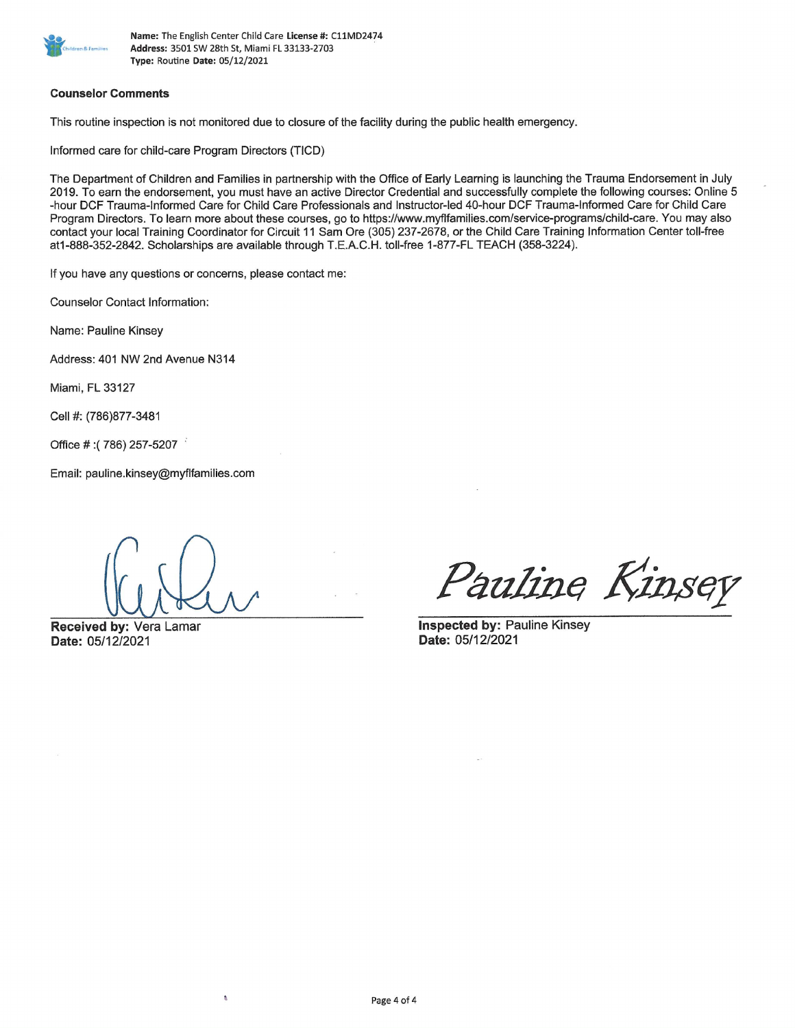**Name:** The English Center Child Care **License #:** C11MD2474
**Address:** 3501 SW 28th St, Miami FL 33133-2703
**Type:** Routine **Date:** 05/12/2021

### Counselor Comments

This routine inspection is not monitored due to closure of the facility during the public health emergency.

Informed care for child-care Program Directors (TICD)

The Department of Children and Families in partnership with the Office of Early Learning is launching the Trauma Endorsement in July 2019. To earn the endorsement, you must have an active Director Credential and successfully complete the following courses: Online 5 -hour DCF Trauma-Informed Care for Child Care Professionals and Instructor-led 40-hour DCF Trauma-Informed Care for Child Care Program Directors. To learn more about these courses, go to https://www.myflfamilies.com/service-programs/child-care. You may also contact your local Training Coordinator for Circuit 11 Sam Ore (305) 237-2678, or the Child Care Training Information Center toll-free at1-888-352-2842. Scholarships are available through T.E.A.C.H. toll-free 1-877-FL TEACH (358-3224).

If you have any questions or concerns, please contact me:

Counselor Contact Information:

Name: Pauline Kinsey

Address: 401 NW 2nd Avenue N314

Miami, FL 33127

Cell #: (786)877-3481

Office # :( 786) 257-5207

Email: pauline.kinsey@myflfamilies.com

**Received by:** Vera Lamar
**Date:** 05/12/2021

*Pauline Kinsey*

**Inspected by:** Pauline Kinsey
**Date:** 05/12/2021